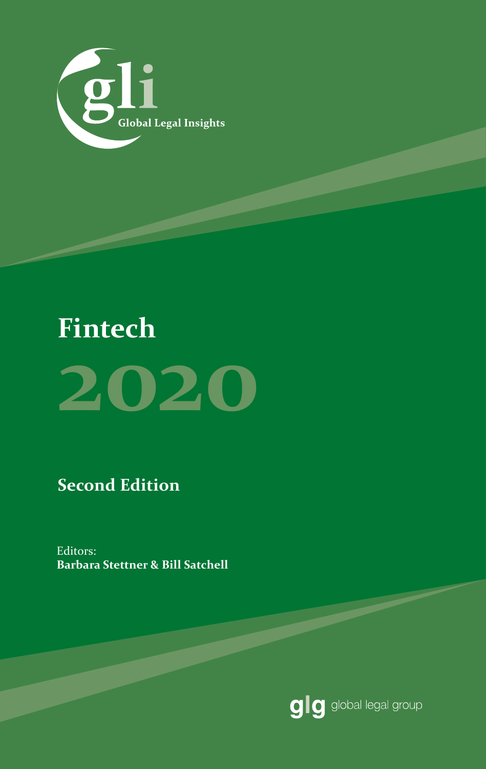gli

Global Legal Insights

# Fintech

# 2020

## Second Edition

Editors:
**Barbara Stettner & Bill Satchell**

glg global legal group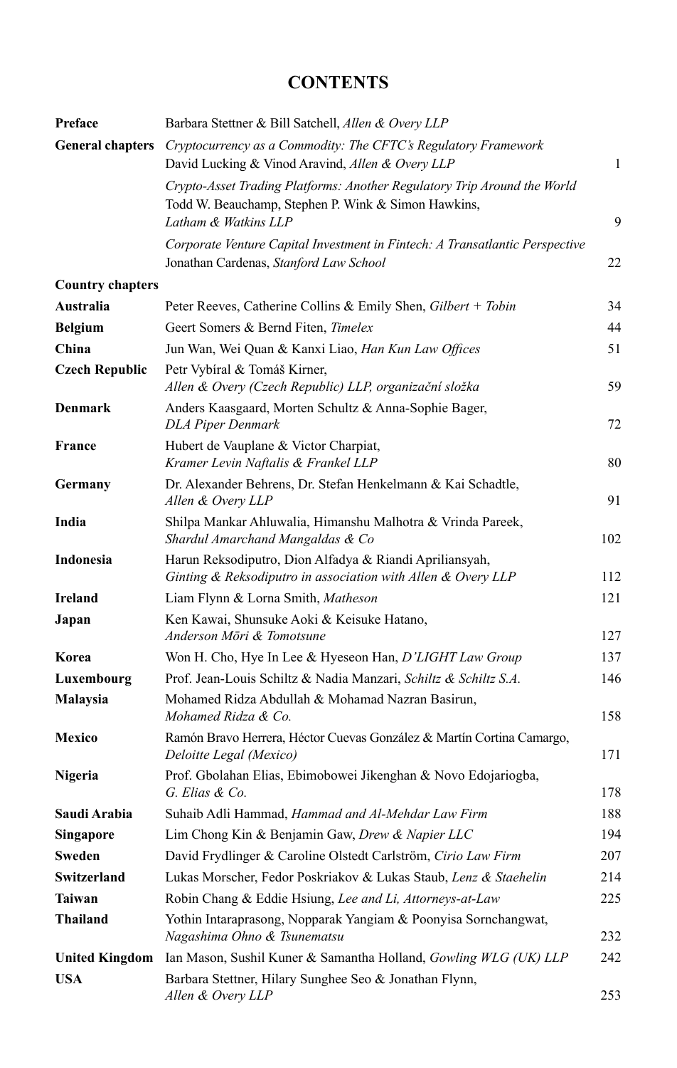# CONTENTS

| | | |
|---|---|---|
| **Preface** | Barbara Stettner & Bill Satchell, *Allen & Overy LLP* | |
| **General chapters** | *Cryptocurrency as a Commodity: The CFTC's Regulatory Framework* David Lucking & Vinod Aravind, *Allen & Overy LLP* | 1 |
| | *Crypto-Asset Trading Platforms: Another Regulatory Trip Around the World* Todd W. Beauchamp, Stephen P. Wink & Simon Hawkins, *Latham & Watkins LLP* | 9 |
| | *Corporate Venture Capital Investment in Fintech: A Transatlantic Perspective* Jonathan Cardenas, *Stanford Law School* | 22 |
| **Country chapters** | | |
| **Australia** | Peter Reeves, Catherine Collins & Emily Shen, *Gilbert + Tobin* | 34 |
| **Belgium** | Geert Somers & Bernd Fiten, *Timelex* | 44 |
| **China** | Jun Wan, Wei Quan & Kanxi Liao, *Han Kun Law Offices* | 51 |
| **Czech Republic** | Petr Vybíral & Tomáš Kirner, *Allen & Overy (Czech Republic) LLP, organizační složka* | 59 |
| **Denmark** | Anders Kaasgaard, Morten Schultz & Anna-Sophie Bager, *DLA Piper Denmark* | 72 |
| **France** | Hubert de Vauplane & Victor Charpiat, *Kramer Levin Naftalis & Frankel LLP* | 80 |
| **Germany** | Dr. Alexander Behrens, Dr. Stefan Henkelmann & Kai Schadtle, *Allen & Overy LLP* | 91 |
| **India** | Shilpa Mankar Ahluwalia, Himanshu Malhotra & Vrinda Pareek, *Shardul Amarchand Mangaldas & Co* | 102 |
| **Indonesia** | Harun Reksodiputro, Dion Alfadya & Riandi Apriliansyah, *Ginting & Reksodiputro in association with Allen & Overy LLP* | 112 |
| **Ireland** | Liam Flynn & Lorna Smith, *Matheson* | 121 |
| **Japan** | Ken Kawai, Shunsuke Aoki & Keisuke Hatano, *Anderson Mōri & Tomotsune* | 127 |
| **Korea** | Won H. Cho, Hye In Lee & Hyeseon Han, *D'LIGHT Law Group* | 137 |
| **Luxembourg** | Prof. Jean-Louis Schiltz & Nadia Manzari, *Schiltz & Schiltz S.A.* | 146 |
| **Malaysia** | Mohamed Ridza Abdullah & Mohamad Nazran Basirun, *Mohamed Ridza & Co.* | 158 |
| **Mexico** | Ramón Bravo Herrera, Héctor Cuevas González & Martín Cortina Camargo, *Deloitte Legal (Mexico)* | 171 |
| **Nigeria** | Prof. Gbolahan Elias, Ebimobowei Jikenghan & Novo Edojariogba, *G. Elias & Co.* | 178 |
| **Saudi Arabia** | Suhaib Adli Hammad, *Hammad and Al-Mehdar Law Firm* | 188 |
| **Singapore** | Lim Chong Kin & Benjamin Gaw, *Drew & Napier LLC* | 194 |
| **Sweden** | David Frydlinger & Caroline Olstedt Carlström, *Cirio Law Firm* | 207 |
| **Switzerland** | Lukas Morscher, Fedor Poskriakov & Lukas Staub, *Lenz & Staehelin* | 214 |
| **Taiwan** | Robin Chang & Eddie Hsiung, *Lee and Li, Attorneys-at-Law* | 225 |
| **Thailand** | Yothin Intaraprasong, Nopparak Yangiam & Poonyisa Sornchangwat, *Nagashima Ohno & Tsunematsu* | 232 |
| **United Kingdom** | Ian Mason, Sushil Kuner & Samantha Holland, *Gowling WLG (UK) LLP* | 242 |
| **USA** | Barbara Stettner, Hilary Sunghee Seo & Jonathan Flynn, *Allen & Overy LLP* | 253 |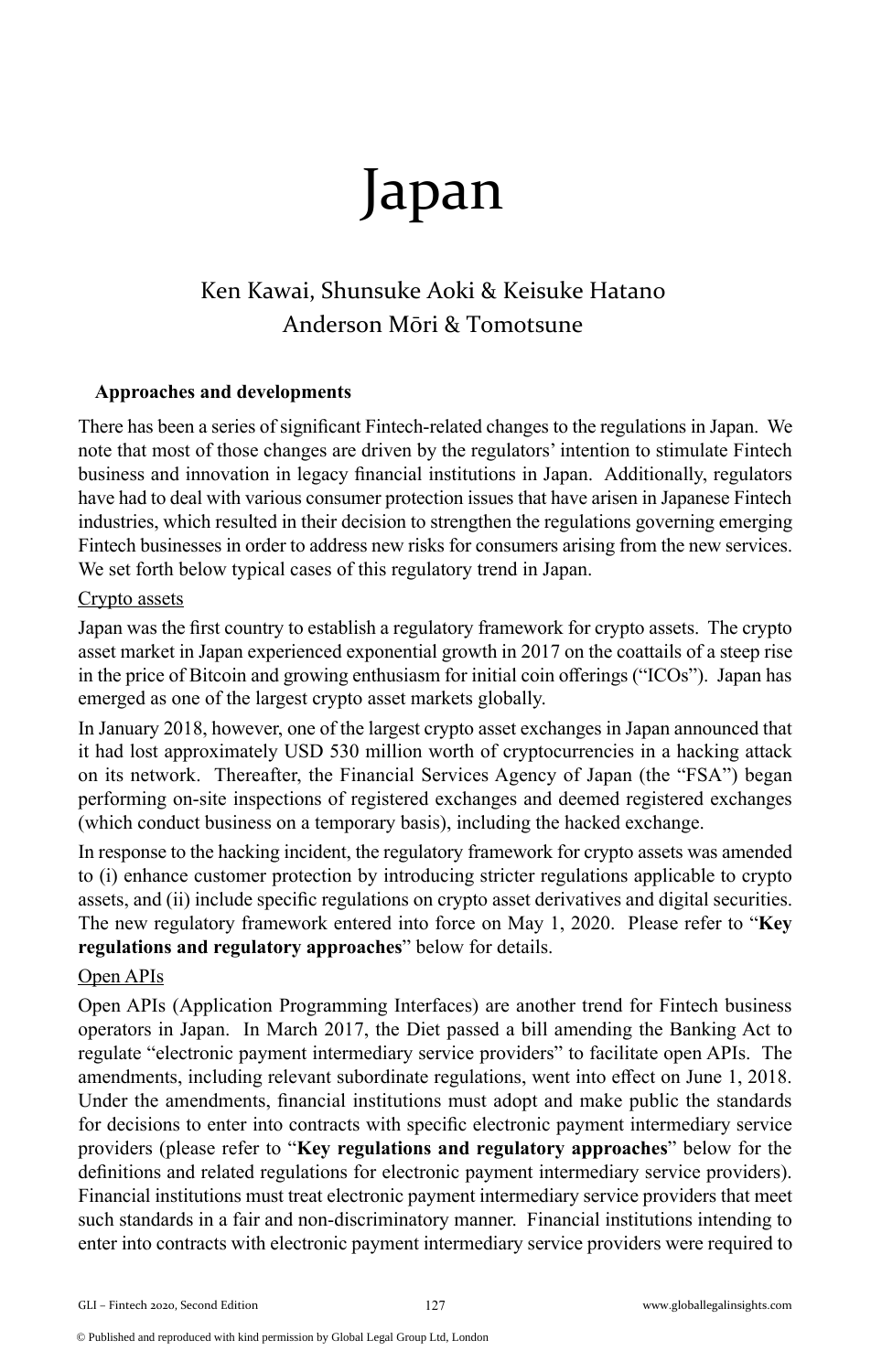# Japan

## Ken Kawai, Shunsuke Aoki & Keisuke Hatano
## Anderson Mōri & Tomotsune

### Approaches and developments

There has been a series of significant Fintech-related changes to the regulations in Japan. We note that most of those changes are driven by the regulators' intention to stimulate Fintech business and innovation in legacy financial institutions in Japan. Additionally, regulators have had to deal with various consumer protection issues that have arisen in Japanese Fintech industries, which resulted in their decision to strengthen the regulations governing emerging Fintech businesses in order to address new risks for consumers arising from the new services. We set forth below typical cases of this regulatory trend in Japan.

Crypto assets

Japan was the first country to establish a regulatory framework for crypto assets. The crypto asset market in Japan experienced exponential growth in 2017 on the coattails of a steep rise in the price of Bitcoin and growing enthusiasm for initial coin offerings ("ICOs"). Japan has emerged as one of the largest crypto asset markets globally.

In January 2018, however, one of the largest crypto asset exchanges in Japan announced that it had lost approximately USD 530 million worth of cryptocurrencies in a hacking attack on its network. Thereafter, the Financial Services Agency of Japan (the "FSA") began performing on-site inspections of registered exchanges and deemed registered exchanges (which conduct business on a temporary basis), including the hacked exchange.

In response to the hacking incident, the regulatory framework for crypto assets was amended to (i) enhance customer protection by introducing stricter regulations applicable to crypto assets, and (ii) include specific regulations on crypto asset derivatives and digital securities. The new regulatory framework entered into force on May 1, 2020. Please refer to "**Key regulations and regulatory approaches**" below for details.

Open APIs

Open APIs (Application Programming Interfaces) are another trend for Fintech business operators in Japan. In March 2017, the Diet passed a bill amending the Banking Act to regulate "electronic payment intermediary service providers" to facilitate open APIs. The amendments, including relevant subordinate regulations, went into effect on June 1, 2018. Under the amendments, financial institutions must adopt and make public the standards for decisions to enter into contracts with specific electronic payment intermediary service providers (please refer to "**Key regulations and regulatory approaches**" below for the definitions and related regulations for electronic payment intermediary service providers). Financial institutions must treat electronic payment intermediary service providers that meet such standards in a fair and non-discriminatory manner. Financial institutions intending to enter into contracts with electronic payment intermediary service providers were required to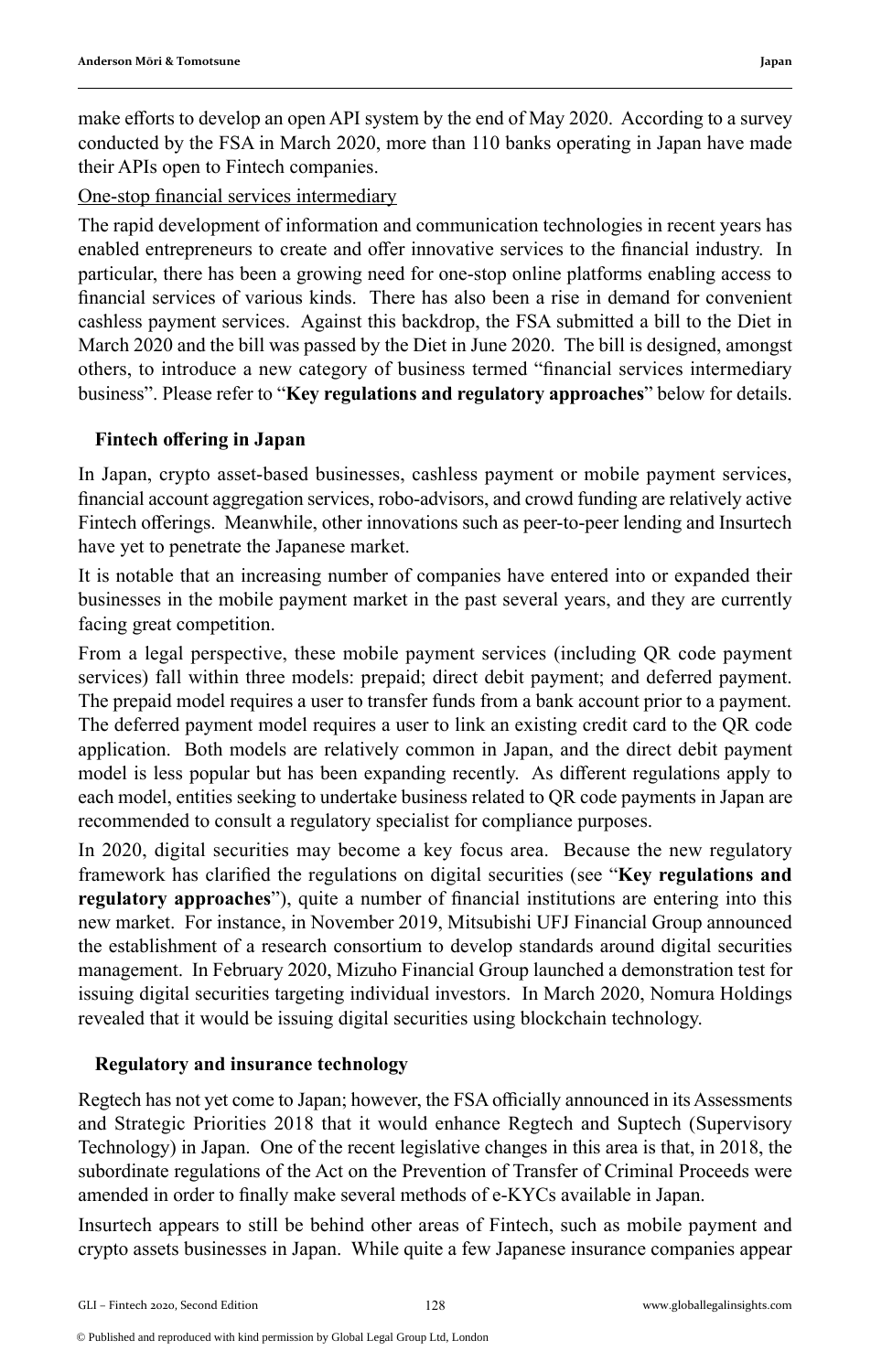make efforts to develop an open API system by the end of May 2020. According to a survey conducted by the FSA in March 2020, more than 110 banks operating in Japan have made their APIs open to Fintech companies.

<u>One-stop financial services intermediary</u>

The rapid development of information and communication technologies in recent years has enabled entrepreneurs to create and offer innovative services to the financial industry. In particular, there has been a growing need for one-stop online platforms enabling access to financial services of various kinds. There has also been a rise in demand for convenient cashless payment services. Against this backdrop, the FSA submitted a bill to the Diet in March 2020 and the bill was passed by the Diet in June 2020. The bill is designed, amongst others, to introduce a new category of business termed "financial services intermediary business". Please refer to "**Key regulations and regulatory approaches**" below for details.

### Fintech offering in Japan

In Japan, crypto asset-based businesses, cashless payment or mobile payment services, financial account aggregation services, robo-advisors, and crowd funding are relatively active Fintech offerings. Meanwhile, other innovations such as peer-to-peer lending and Insurtech have yet to penetrate the Japanese market.

It is notable that an increasing number of companies have entered into or expanded their businesses in the mobile payment market in the past several years, and they are currently facing great competition.

From a legal perspective, these mobile payment services (including QR code payment services) fall within three models: prepaid; direct debit payment; and deferred payment. The prepaid model requires a user to transfer funds from a bank account prior to a payment. The deferred payment model requires a user to link an existing credit card to the QR code application. Both models are relatively common in Japan, and the direct debit payment model is less popular but has been expanding recently. As different regulations apply to each model, entities seeking to undertake business related to QR code payments in Japan are recommended to consult a regulatory specialist for compliance purposes.

In 2020, digital securities may become a key focus area. Because the new regulatory framework has clarified the regulations on digital securities (see "**Key regulations and regulatory approaches**"), quite a number of financial institutions are entering into this new market. For instance, in November 2019, Mitsubishi UFJ Financial Group announced the establishment of a research consortium to develop standards around digital securities management. In February 2020, Mizuho Financial Group launched a demonstration test for issuing digital securities targeting individual investors. In March 2020, Nomura Holdings revealed that it would be issuing digital securities using blockchain technology.

### Regulatory and insurance technology

Regtech has not yet come to Japan; however, the FSA officially announced in its Assessments and Strategic Priorities 2018 that it would enhance Regtech and Suptech (Supervisory Technology) in Japan. One of the recent legislative changes in this area is that, in 2018, the subordinate regulations of the Act on the Prevention of Transfer of Criminal Proceeds were amended in order to finally make several methods of e-KYCs available in Japan.

Insurtech appears to still be behind other areas of Fintech, such as mobile payment and crypto assets businesses in Japan. While quite a few Japanese insurance companies appear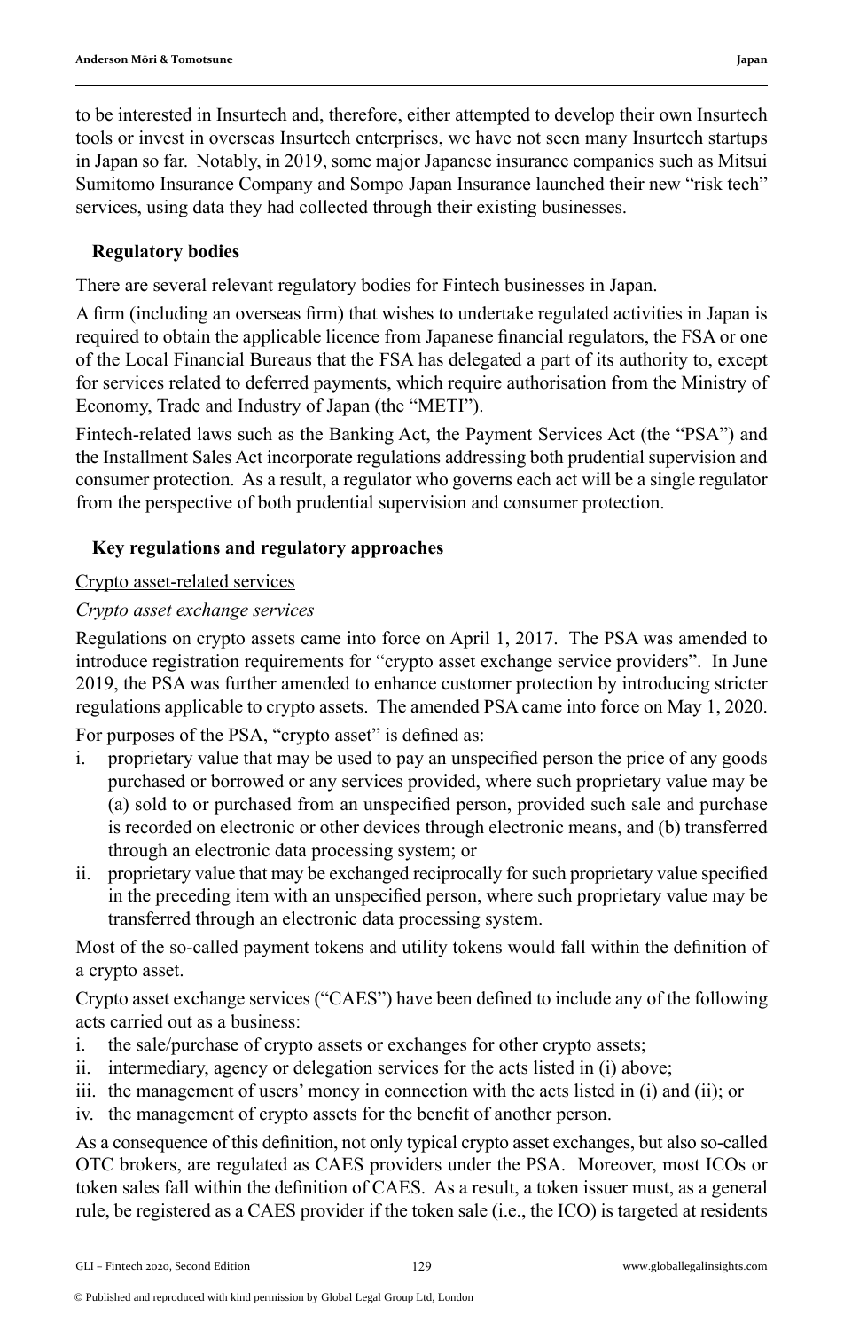to be interested in Insurtech and, therefore, either attempted to develop their own Insurtech tools or invest in overseas Insurtech enterprises, we have not seen many Insurtech startups in Japan so far. Notably, in 2019, some major Japanese insurance companies such as Mitsui Sumitomo Insurance Company and Sompo Japan Insurance launched their new "risk tech" services, using data they had collected through their existing businesses.

## Regulatory bodies

There are several relevant regulatory bodies for Fintech businesses in Japan.

A firm (including an overseas firm) that wishes to undertake regulated activities in Japan is required to obtain the applicable licence from Japanese financial regulators, the FSA or one of the Local Financial Bureaus that the FSA has delegated a part of its authority to, except for services related to deferred payments, which require authorisation from the Ministry of Economy, Trade and Industry of Japan (the "METI").

Fintech-related laws such as the Banking Act, the Payment Services Act (the "PSA") and the Installment Sales Act incorporate regulations addressing both prudential supervision and consumer protection. As a result, a regulator who governs each act will be a single regulator from the perspective of both prudential supervision and consumer protection.

## Key regulations and regulatory approaches

<u>Crypto asset-related services</u>

*Crypto asset exchange services*

Regulations on crypto assets came into force on April 1, 2017. The PSA was amended to introduce registration requirements for "crypto asset exchange service providers". In June 2019, the PSA was further amended to enhance customer protection by introducing stricter regulations applicable to crypto assets. The amended PSA came into force on May 1, 2020.

For purposes of the PSA, "crypto asset" is defined as:

i. proprietary value that may be used to pay an unspecified person the price of any goods purchased or borrowed or any services provided, where such proprietary value may be (a) sold to or purchased from an unspecified person, provided such sale and purchase is recorded on electronic or other devices through electronic means, and (b) transferred through an electronic data processing system; or
ii. proprietary value that may be exchanged reciprocally for such proprietary value specified in the preceding item with an unspecified person, where such proprietary value may be transferred through an electronic data processing system.

Most of the so-called payment tokens and utility tokens would fall within the definition of a crypto asset.

Crypto asset exchange services ("CAES") have been defined to include any of the following acts carried out as a business:

i. the sale/purchase of crypto assets or exchanges for other crypto assets;
ii. intermediary, agency or delegation services for the acts listed in (i) above;
iii. the management of users' money in connection with the acts listed in (i) and (ii); or
iv. the management of crypto assets for the benefit of another person.

As a consequence of this definition, not only typical crypto asset exchanges, but also so-called OTC brokers, are regulated as CAES providers under the PSA. Moreover, most ICOs or token sales fall within the definition of CAES. As a result, a token issuer must, as a general rule, be registered as a CAES provider if the token sale (i.e., the ICO) is targeted at residents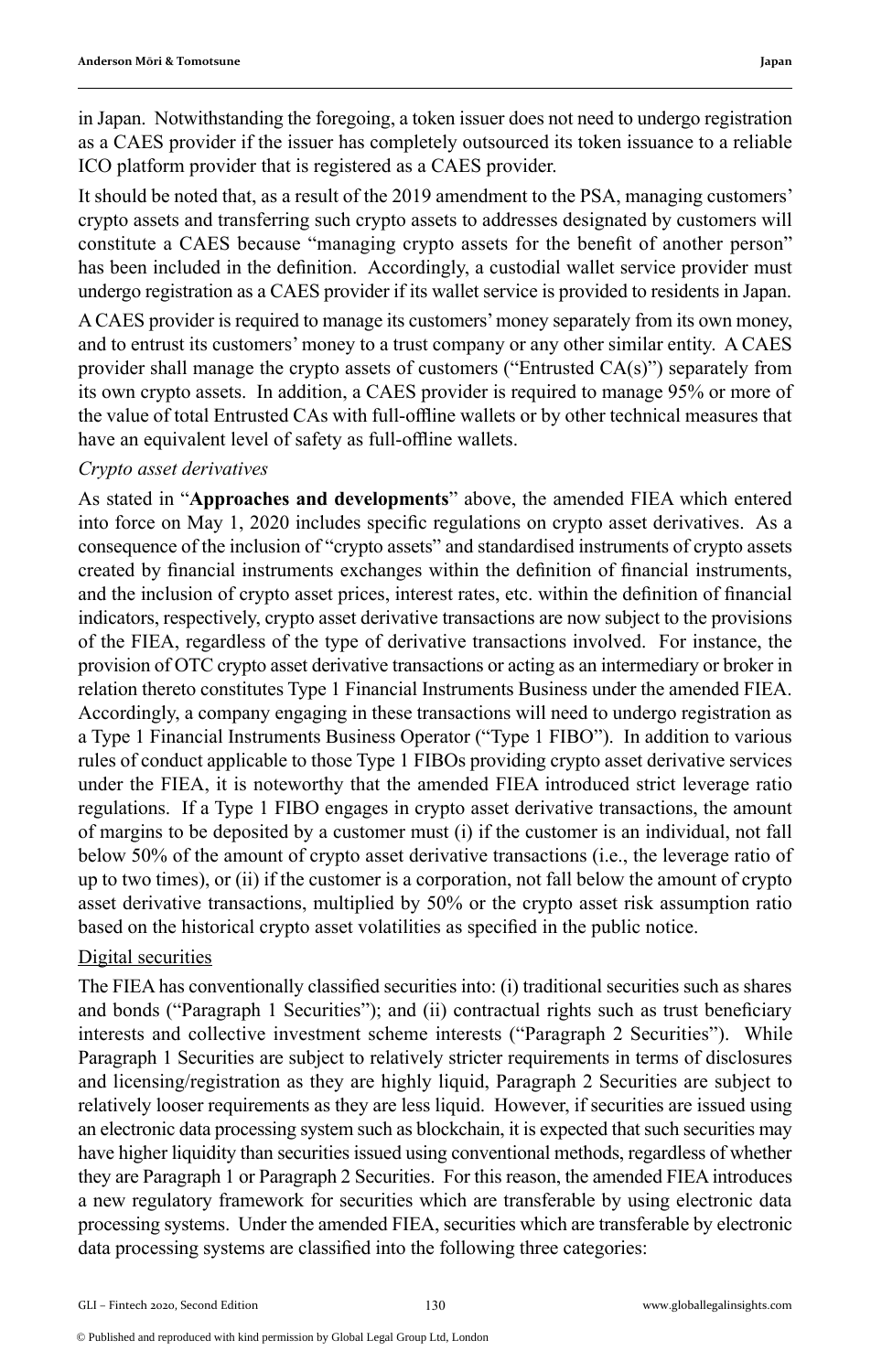in Japan. Notwithstanding the foregoing, a token issuer does not need to undergo registration as a CAES provider if the issuer has completely outsourced its token issuance to a reliable ICO platform provider that is registered as a CAES provider.

It should be noted that, as a result of the 2019 amendment to the PSA, managing customers' crypto assets and transferring such crypto assets to addresses designated by customers will constitute a CAES because "managing crypto assets for the benefit of another person" has been included in the definition. Accordingly, a custodial wallet service provider must undergo registration as a CAES provider if its wallet service is provided to residents in Japan.

A CAES provider is required to manage its customers' money separately from its own money, and to entrust its customers' money to a trust company or any other similar entity. A CAES provider shall manage the crypto assets of customers ("Entrusted CA(s)") separately from its own crypto assets. In addition, a CAES provider is required to manage 95% or more of the value of total Entrusted CAs with full-offline wallets or by other technical measures that have an equivalent level of safety as full-offline wallets.

*Crypto asset derivatives*

As stated in "**Approaches and developments**" above, the amended FIEA which entered into force on May 1, 2020 includes specific regulations on crypto asset derivatives. As a consequence of the inclusion of "crypto assets" and standardised instruments of crypto assets created by financial instruments exchanges within the definition of financial instruments, and the inclusion of crypto asset prices, interest rates, etc. within the definition of financial indicators, respectively, crypto asset derivative transactions are now subject to the provisions of the FIEA, regardless of the type of derivative transactions involved. For instance, the provision of OTC crypto asset derivative transactions or acting as an intermediary or broker in relation thereto constitutes Type 1 Financial Instruments Business under the amended FIEA. Accordingly, a company engaging in these transactions will need to undergo registration as a Type 1 Financial Instruments Business Operator ("Type 1 FIBO"). In addition to various rules of conduct applicable to those Type 1 FIBOs providing crypto asset derivative services under the FIEA, it is noteworthy that the amended FIEA introduced strict leverage ratio regulations. If a Type 1 FIBO engages in crypto asset derivative transactions, the amount of margins to be deposited by a customer must (i) if the customer is an individual, not fall below 50% of the amount of crypto asset derivative transactions (i.e., the leverage ratio of up to two times), or (ii) if the customer is a corporation, not fall below the amount of crypto asset derivative transactions, multiplied by 50% or the crypto asset risk assumption ratio based on the historical crypto asset volatilities as specified in the public notice.

<u>Digital securities</u>

The FIEA has conventionally classified securities into: (i) traditional securities such as shares and bonds ("Paragraph 1 Securities"); and (ii) contractual rights such as trust beneficiary interests and collective investment scheme interests ("Paragraph 2 Securities"). While Paragraph 1 Securities are subject to relatively stricter requirements in terms of disclosures and licensing/registration as they are highly liquid, Paragraph 2 Securities are subject to relatively looser requirements as they are less liquid. However, if securities are issued using an electronic data processing system such as blockchain, it is expected that such securities may have higher liquidity than securities issued using conventional methods, regardless of whether they are Paragraph 1 or Paragraph 2 Securities. For this reason, the amended FIEA introduces a new regulatory framework for securities which are transferable by using electronic data processing systems. Under the amended FIEA, securities which are transferable by electronic data processing systems are classified into the following three categories: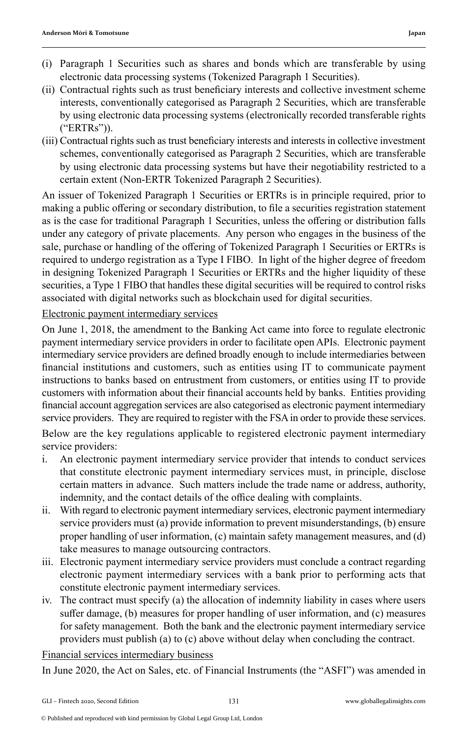(i) Paragraph 1 Securities such as shares and bonds which are transferable by using electronic data processing systems (Tokenized Paragraph 1 Securities).

(ii) Contractual rights such as trust beneficiary interests and collective investment scheme interests, conventionally categorised as Paragraph 2 Securities, which are transferable by using electronic data processing systems (electronically recorded transferable rights ("ERTRs")).

(iii) Contractual rights such as trust beneficiary interests and interests in collective investment schemes, conventionally categorised as Paragraph 2 Securities, which are transferable by using electronic data processing systems but have their negotiability restricted to a certain extent (Non-ERTR Tokenized Paragraph 2 Securities).

An issuer of Tokenized Paragraph 1 Securities or ERTRs is in principle required, prior to making a public offering or secondary distribution, to file a securities registration statement as is the case for traditional Paragraph 1 Securities, unless the offering or distribution falls under any category of private placements. Any person who engages in the business of the sale, purchase or handling of the offering of Tokenized Paragraph 1 Securities or ERTRs is required to undergo registration as a Type I FIBO. In light of the higher degree of freedom in designing Tokenized Paragraph 1 Securities or ERTRs and the higher liquidity of these securities, a Type 1 FIBO that handles these digital securities will be required to control risks associated with digital networks such as blockchain used for digital securities.

Electronic payment intermediary services

On June 1, 2018, the amendment to the Banking Act came into force to regulate electronic payment intermediary service providers in order to facilitate open APIs. Electronic payment intermediary service providers are defined broadly enough to include intermediaries between financial institutions and customers, such as entities using IT to communicate payment instructions to banks based on entrustment from customers, or entities using IT to provide customers with information about their financial accounts held by banks. Entities providing financial account aggregation services are also categorised as electronic payment intermediary service providers. They are required to register with the FSA in order to provide these services.

Below are the key regulations applicable to registered electronic payment intermediary service providers:

i. An electronic payment intermediary service provider that intends to conduct services that constitute electronic payment intermediary services must, in principle, disclose certain matters in advance. Such matters include the trade name or address, authority, indemnity, and the contact details of the office dealing with complaints.

ii. With regard to electronic payment intermediary services, electronic payment intermediary service providers must (a) provide information to prevent misunderstandings, (b) ensure proper handling of user information, (c) maintain safety management measures, and (d) take measures to manage outsourcing contractors.

iii. Electronic payment intermediary service providers must conclude a contract regarding electronic payment intermediary services with a bank prior to performing acts that constitute electronic payment intermediary services.

iv. The contract must specify (a) the allocation of indemnity liability in cases where users suffer damage, (b) measures for proper handling of user information, and (c) measures for safety management. Both the bank and the electronic payment intermediary service providers must publish (a) to (c) above without delay when concluding the contract.

Financial services intermediary business

In June 2020, the Act on Sales, etc. of Financial Instruments (the "ASFI") was amended in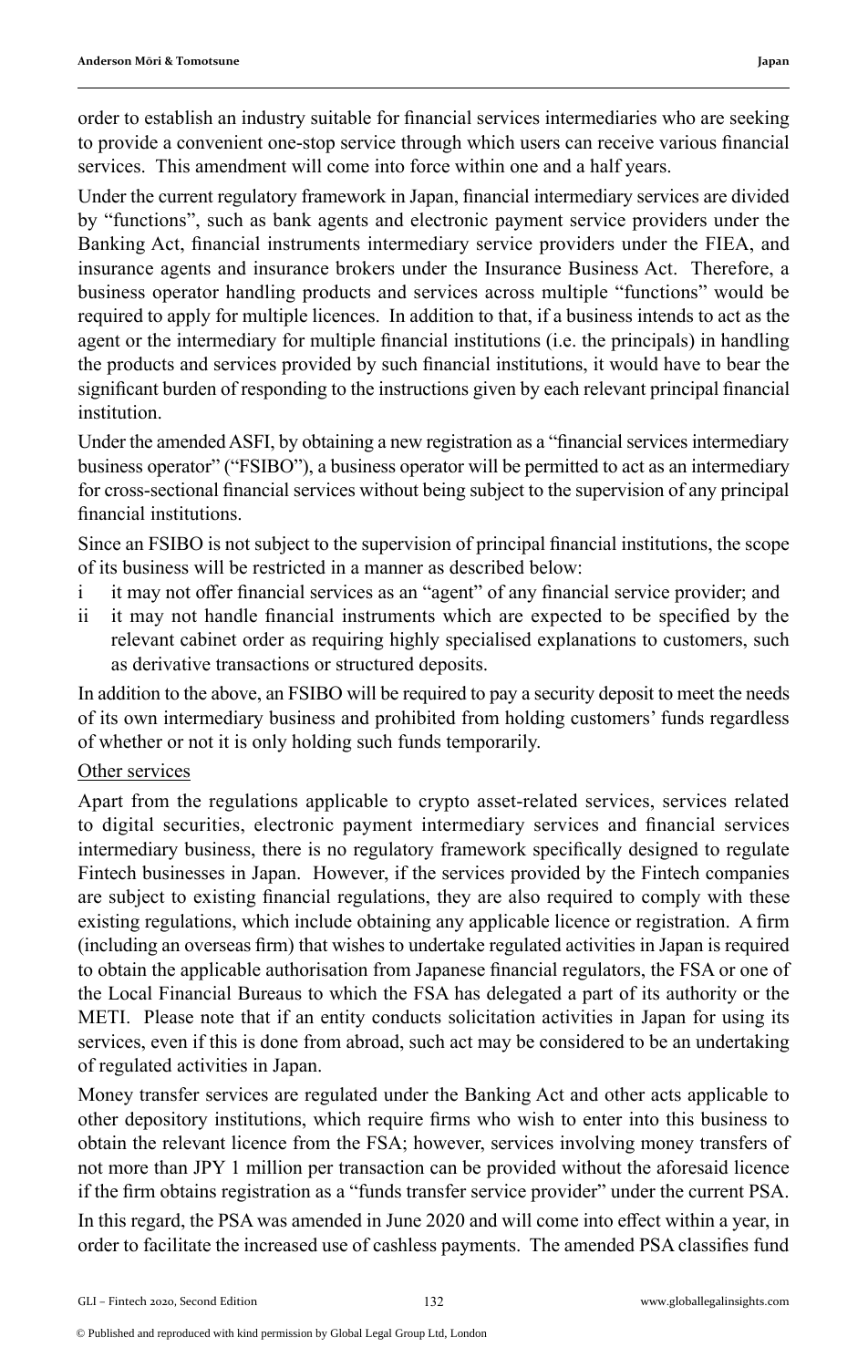order to establish an industry suitable for financial services intermediaries who are seeking to provide a convenient one-stop service through which users can receive various financial services. This amendment will come into force within one and a half years.

Under the current regulatory framework in Japan, financial intermediary services are divided by "functions", such as bank agents and electronic payment service providers under the Banking Act, financial instruments intermediary service providers under the FIEA, and insurance agents and insurance brokers under the Insurance Business Act. Therefore, a business operator handling products and services across multiple "functions" would be required to apply for multiple licences. In addition to that, if a business intends to act as the agent or the intermediary for multiple financial institutions (i.e. the principals) in handling the products and services provided by such financial institutions, it would have to bear the significant burden of responding to the instructions given by each relevant principal financial institution.

Under the amended ASFI, by obtaining a new registration as a "financial services intermediary business operator" ("FSIBO"), a business operator will be permitted to act as an intermediary for cross-sectional financial services without being subject to the supervision of any principal financial institutions.

Since an FSIBO is not subject to the supervision of principal financial institutions, the scope of its business will be restricted in a manner as described below:

i it may not offer financial services as an "agent" of any financial service provider; and
ii it may not handle financial instruments which are expected to be specified by the relevant cabinet order as requiring highly specialised explanations to customers, such as derivative transactions or structured deposits.

In addition to the above, an FSIBO will be required to pay a security deposit to meet the needs of its own intermediary business and prohibited from holding customers' funds regardless of whether or not it is only holding such funds temporarily.

Other services

Apart from the regulations applicable to crypto asset-related services, services related to digital securities, electronic payment intermediary services and financial services intermediary business, there is no regulatory framework specifically designed to regulate Fintech businesses in Japan. However, if the services provided by the Fintech companies are subject to existing financial regulations, they are also required to comply with these existing regulations, which include obtaining any applicable licence or registration. A firm (including an overseas firm) that wishes to undertake regulated activities in Japan is required to obtain the applicable authorisation from Japanese financial regulators, the FSA or one of the Local Financial Bureaus to which the FSA has delegated a part of its authority or the METI. Please note that if an entity conducts solicitation activities in Japan for using its services, even if this is done from abroad, such act may be considered to be an undertaking of regulated activities in Japan.

Money transfer services are regulated under the Banking Act and other acts applicable to other depository institutions, which require firms who wish to enter into this business to obtain the relevant licence from the FSA; however, services involving money transfers of not more than JPY 1 million per transaction can be provided without the aforesaid licence if the firm obtains registration as a "funds transfer service provider" under the current PSA.

In this regard, the PSA was amended in June 2020 and will come into effect within a year, in order to facilitate the increased use of cashless payments. The amended PSA classifies fund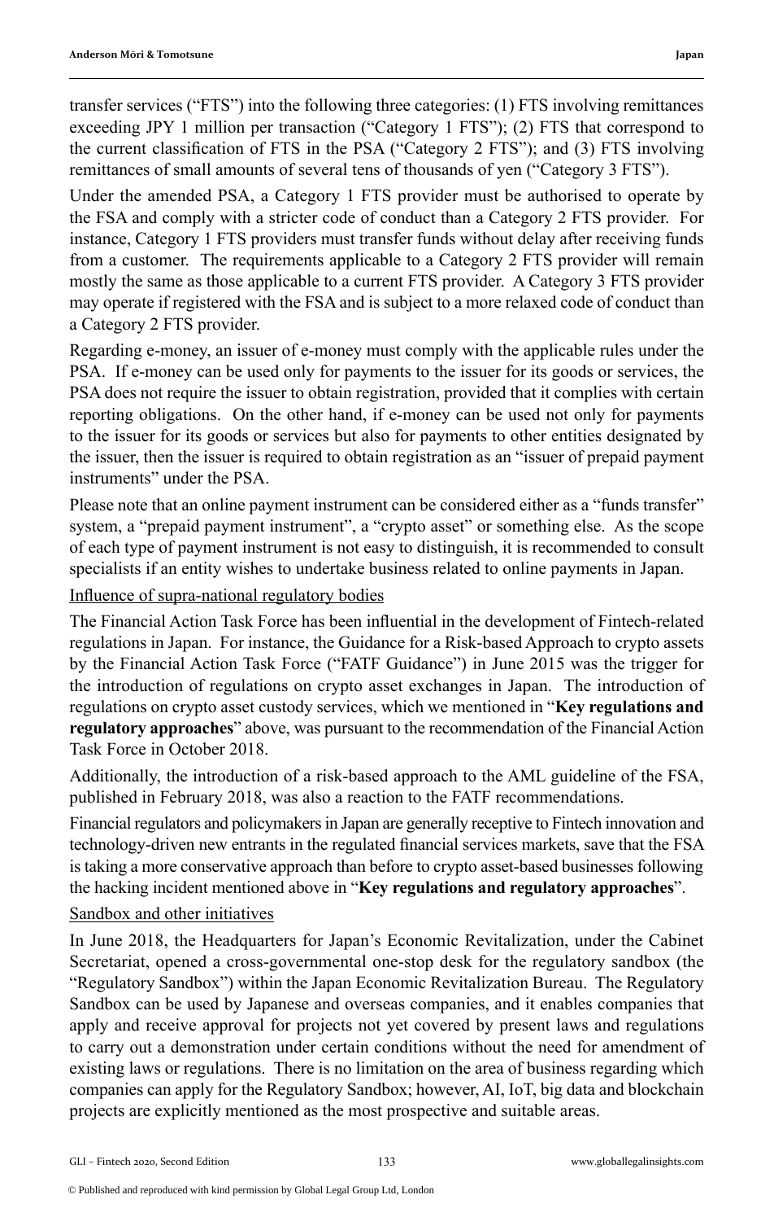transfer services ("FTS") into the following three categories: (1) FTS involving remittances exceeding JPY 1 million per transaction ("Category 1 FTS"); (2) FTS that correspond to the current classification of FTS in the PSA ("Category 2 FTS"); and (3) FTS involving remittances of small amounts of several tens of thousands of yen ("Category 3 FTS").

Under the amended PSA, a Category 1 FTS provider must be authorised to operate by the FSA and comply with a stricter code of conduct than a Category 2 FTS provider. For instance, Category 1 FTS providers must transfer funds without delay after receiving funds from a customer. The requirements applicable to a Category 2 FTS provider will remain mostly the same as those applicable to a current FTS provider. A Category 3 FTS provider may operate if registered with the FSA and is subject to a more relaxed code of conduct than a Category 2 FTS provider.

Regarding e-money, an issuer of e-money must comply with the applicable rules under the PSA. If e-money can be used only for payments to the issuer for its goods or services, the PSA does not require the issuer to obtain registration, provided that it complies with certain reporting obligations. On the other hand, if e-money can be used not only for payments to the issuer for its goods or services but also for payments to other entities designated by the issuer, then the issuer is required to obtain registration as an "issuer of prepaid payment instruments" under the PSA.

Please note that an online payment instrument can be considered either as a "funds transfer" system, a "prepaid payment instrument", a "crypto asset" or something else. As the scope of each type of payment instrument is not easy to distinguish, it is recommended to consult specialists if an entity wishes to undertake business related to online payments in Japan.

<u>Influence of supra-national regulatory bodies</u>

The Financial Action Task Force has been influential in the development of Fintech-related regulations in Japan. For instance, the Guidance for a Risk-based Approach to crypto assets by the Financial Action Task Force ("FATF Guidance") in June 2015 was the trigger for the introduction of regulations on crypto asset exchanges in Japan. The introduction of regulations on crypto asset custody services, which we mentioned in "**Key regulations and regulatory approaches**" above, was pursuant to the recommendation of the Financial Action Task Force in October 2018.

Additionally, the introduction of a risk-based approach to the AML guideline of the FSA, published in February 2018, was also a reaction to the FATF recommendations.

Financial regulators and policymakers in Japan are generally receptive to Fintech innovation and technology-driven new entrants in the regulated financial services markets, save that the FSA is taking a more conservative approach than before to crypto asset-based businesses following the hacking incident mentioned above in "**Key regulations and regulatory approaches**".

<u>Sandbox and other initiatives</u>

In June 2018, the Headquarters for Japan's Economic Revitalization, under the Cabinet Secretariat, opened a cross-governmental one-stop desk for the regulatory sandbox (the "Regulatory Sandbox") within the Japan Economic Revitalization Bureau. The Regulatory Sandbox can be used by Japanese and overseas companies, and it enables companies that apply and receive approval for projects not yet covered by present laws and regulations to carry out a demonstration under certain conditions without the need for amendment of existing laws or regulations. There is no limitation on the area of business regarding which companies can apply for the Regulatory Sandbox; however, AI, IoT, big data and blockchain projects are explicitly mentioned as the most prospective and suitable areas.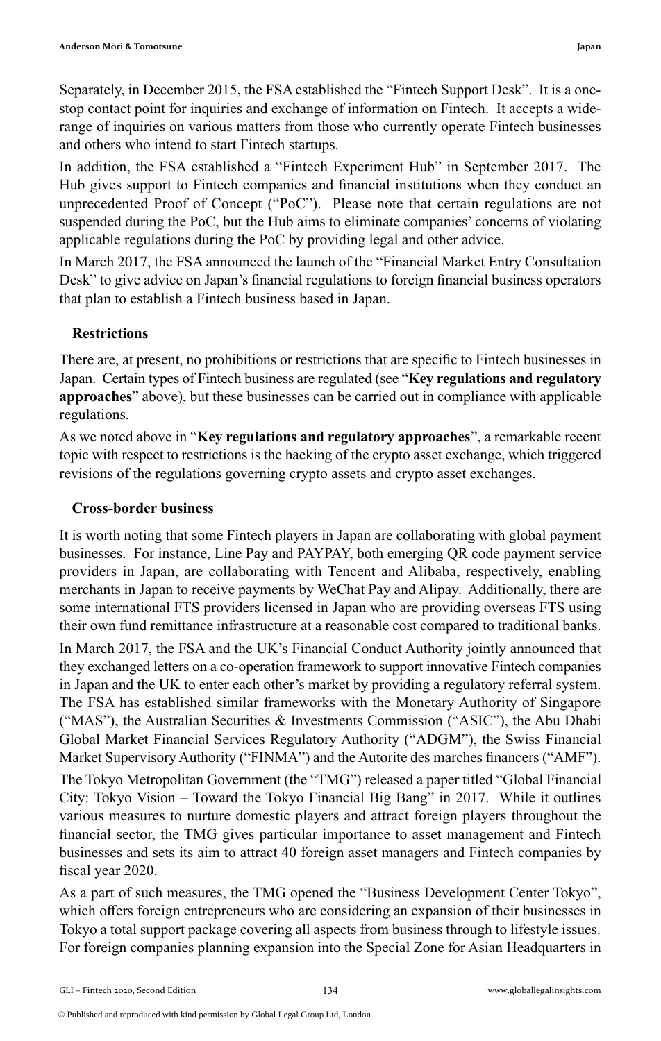Separately, in December 2015, the FSA established the "Fintech Support Desk". It is a one-stop contact point for inquiries and exchange of information on Fintech. It accepts a wide-range of inquiries on various matters from those who currently operate Fintech businesses and others who intend to start Fintech startups.

In addition, the FSA established a "Fintech Experiment Hub" in September 2017. The Hub gives support to Fintech companies and financial institutions when they conduct an unprecedented Proof of Concept ("PoC"). Please note that certain regulations are not suspended during the PoC, but the Hub aims to eliminate companies' concerns of violating applicable regulations during the PoC by providing legal and other advice.

In March 2017, the FSA announced the launch of the "Financial Market Entry Consultation Desk" to give advice on Japan's financial regulations to foreign financial business operators that plan to establish a Fintech business based in Japan.

## Restrictions

There are, at present, no prohibitions or restrictions that are specific to Fintech businesses in Japan. Certain types of Fintech business are regulated (see "**Key regulations and regulatory approaches**" above), but these businesses can be carried out in compliance with applicable regulations.

As we noted above in "**Key regulations and regulatory approaches**", a remarkable recent topic with respect to restrictions is the hacking of the crypto asset exchange, which triggered revisions of the regulations governing crypto assets and crypto asset exchanges.

## Cross-border business

It is worth noting that some Fintech players in Japan are collaborating with global payment businesses. For instance, Line Pay and PAYPAY, both emerging QR code payment service providers in Japan, are collaborating with Tencent and Alibaba, respectively, enabling merchants in Japan to receive payments by WeChat Pay and Alipay. Additionally, there are some international FTS providers licensed in Japan who are providing overseas FTS using their own fund remittance infrastructure at a reasonable cost compared to traditional banks.

In March 2017, the FSA and the UK's Financial Conduct Authority jointly announced that they exchanged letters on a co-operation framework to support innovative Fintech companies in Japan and the UK to enter each other's market by providing a regulatory referral system. The FSA has established similar frameworks with the Monetary Authority of Singapore ("MAS"), the Australian Securities & Investments Commission ("ASIC"), the Abu Dhabi Global Market Financial Services Regulatory Authority ("ADGM"), the Swiss Financial Market Supervisory Authority ("FINMA") and the Autorite des marches financers ("AMF").

The Tokyo Metropolitan Government (the "TMG") released a paper titled "Global Financial City: Tokyo Vision – Toward the Tokyo Financial Big Bang" in 2017. While it outlines various measures to nurture domestic players and attract foreign players throughout the financial sector, the TMG gives particular importance to asset management and Fintech businesses and sets its aim to attract 40 foreign asset managers and Fintech companies by fiscal year 2020.

As a part of such measures, the TMG opened the "Business Development Center Tokyo", which offers foreign entrepreneurs who are considering an expansion of their businesses in Tokyo a total support package covering all aspects from business through to lifestyle issues. For foreign companies planning expansion into the Special Zone for Asian Headquarters in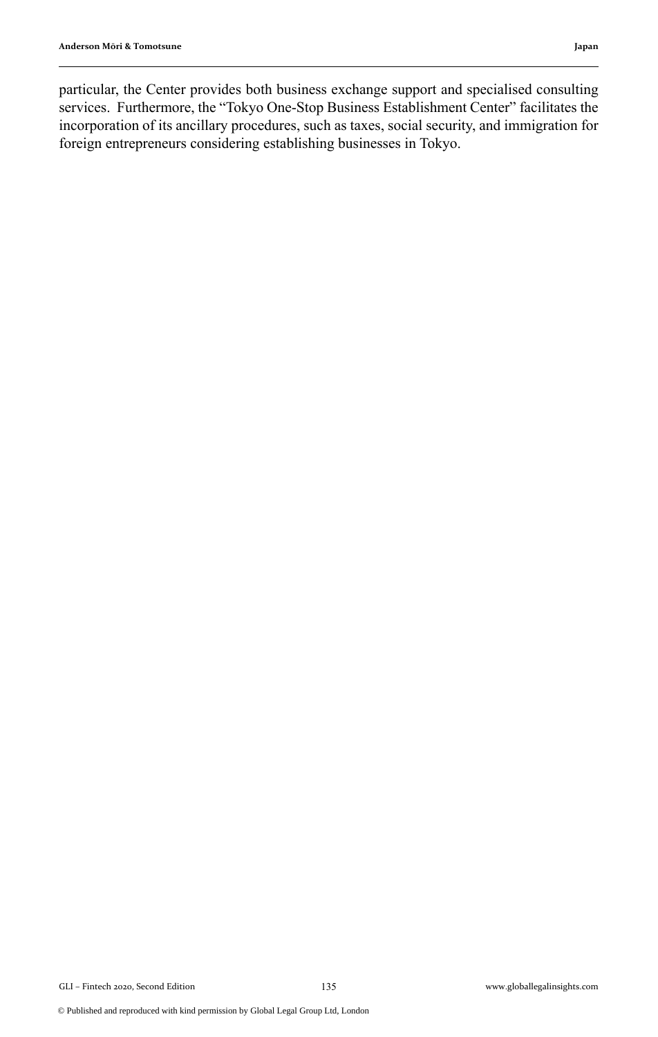particular, the Center provides both business exchange support and specialised consulting services. Furthermore, the "Tokyo One-Stop Business Establishment Center" facilitates the incorporation of its ancillary procedures, such as taxes, social security, and immigration for foreign entrepreneurs considering establishing businesses in Tokyo.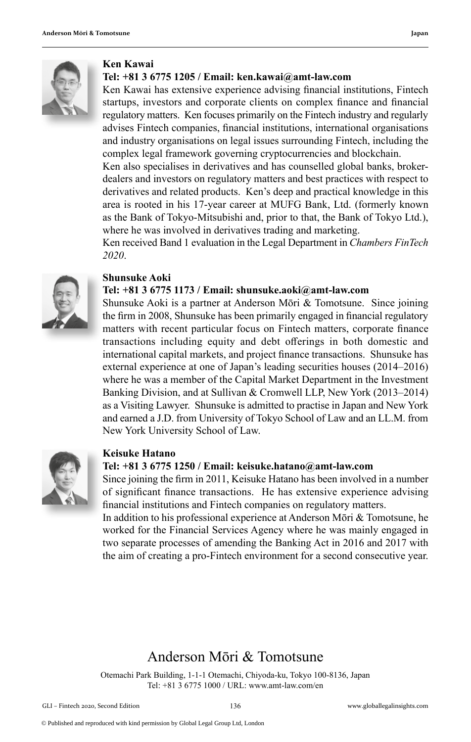**Ken Kawai**

**Tel: +81 3 6775 1205 / Email: ken.kawai@amt-law.com**

Ken Kawai has extensive experience advising financial institutions, Fintech startups, investors and corporate clients on complex finance and financial regulatory matters. Ken focuses primarily on the Fintech industry and regularly advises Fintech companies, financial institutions, international organisations and industry organisations on legal issues surrounding Fintech, including the complex legal framework governing cryptocurrencies and blockchain.

Ken also specialises in derivatives and has counselled global banks, broker-dealers and investors on regulatory matters and best practices with respect to derivatives and related products. Ken's deep and practical knowledge in this area is rooted in his 17-year career at MUFG Bank, Ltd. (formerly known as the Bank of Tokyo-Mitsubishi and, prior to that, the Bank of Tokyo Ltd.), where he was involved in derivatives trading and marketing.

Ken received Band 1 evaluation in the Legal Department in *Chambers FinTech 2020*.

**Shunsuke Aoki**

**Tel: +81 3 6775 1173 / Email: shunsuke.aoki@amt-law.com**

Shunsuke Aoki is a partner at Anderson Mōri & Tomotsune. Since joining the firm in 2008, Shunsuke has been primarily engaged in financial regulatory matters with recent particular focus on Fintech matters, corporate finance transactions including equity and debt offerings in both domestic and international capital markets, and project finance transactions. Shunsuke has external experience at one of Japan's leading securities houses (2014–2016) where he was a member of the Capital Market Department in the Investment Banking Division, and at Sullivan & Cromwell LLP, New York (2013–2014) as a Visiting Lawyer. Shunsuke is admitted to practise in Japan and New York and earned a J.D. from University of Tokyo School of Law and an LL.M. from New York University School of Law.

**Keisuke Hatano**

**Tel: +81 3 6775 1250 / Email: keisuke.hatano@amt-law.com**

Since joining the firm in 2011, Keisuke Hatano has been involved in a number of significant finance transactions. He has extensive experience advising financial institutions and Fintech companies on regulatory matters.

In addition to his professional experience at Anderson Mōri & Tomotsune, he worked for the Financial Services Agency where he was mainly engaged in two separate processes of amending the Banking Act in 2016 and 2017 with the aim of creating a pro-Fintech environment for a second consecutive year.

# Anderson Mōri & Tomotsune

Otemachi Park Building, 1-1-1 Otemachi, Chiyoda-ku, Tokyo 100-8136, Japan
Tel: +81 3 6775 1000 / URL: www.amt-law.com/en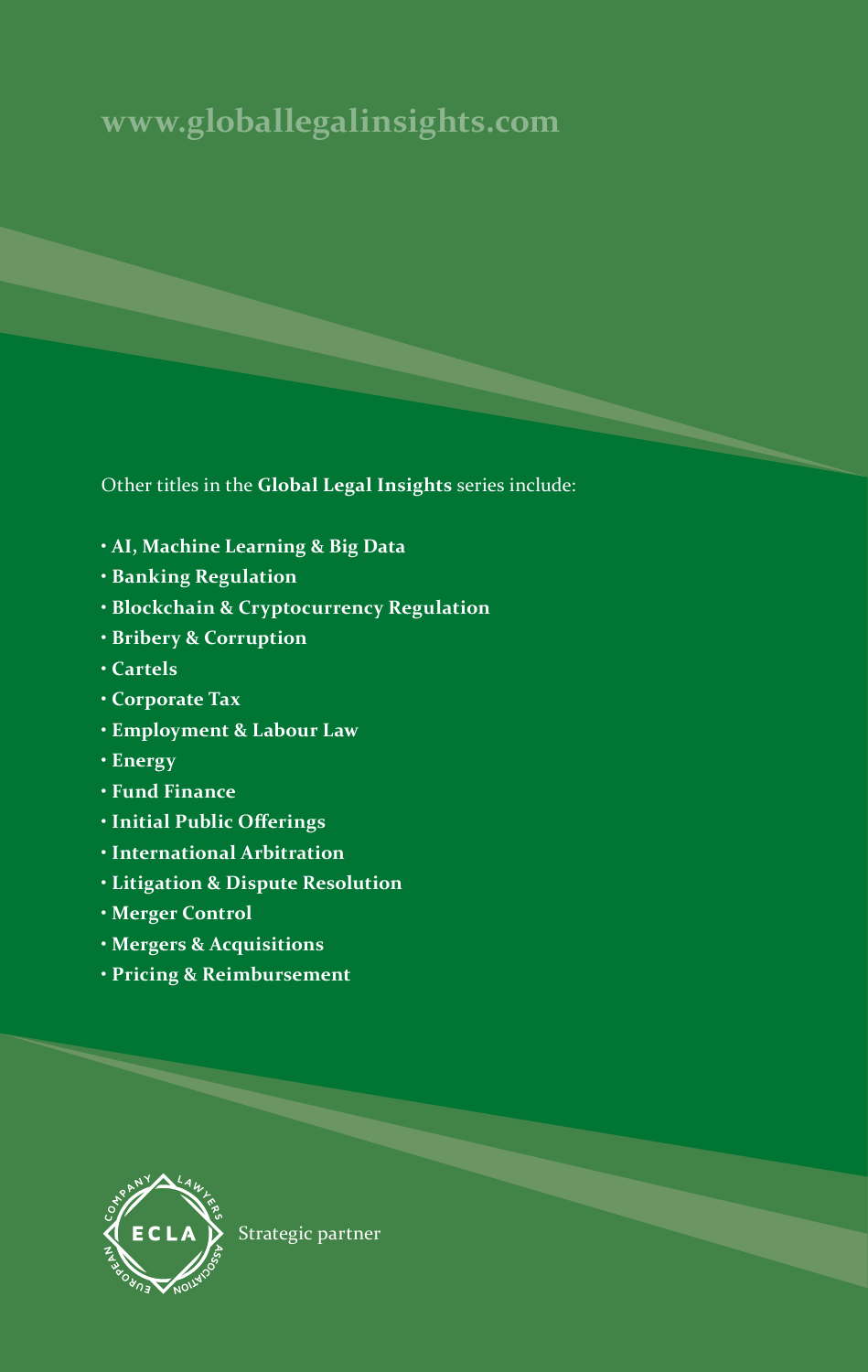www.globallegalinsights.com

Other titles in the **Global Legal Insights** series include:

- **AI, Machine Learning & Big Data**
- **Banking Regulation**
- **Blockchain & Cryptocurrency Regulation**
- **Bribery & Corruption**
- **Cartels**
- **Corporate Tax**
- **Employment & Labour Law**
- **Energy**
- **Fund Finance**
- **Initial Public Offerings**
- **International Arbitration**
- **Litigation & Dispute Resolution**
- **Merger Control**
- **Mergers & Acquisitions**
- **Pricing & Reimbursement**

ECLA – European Company Lawyers Association

Strategic partner